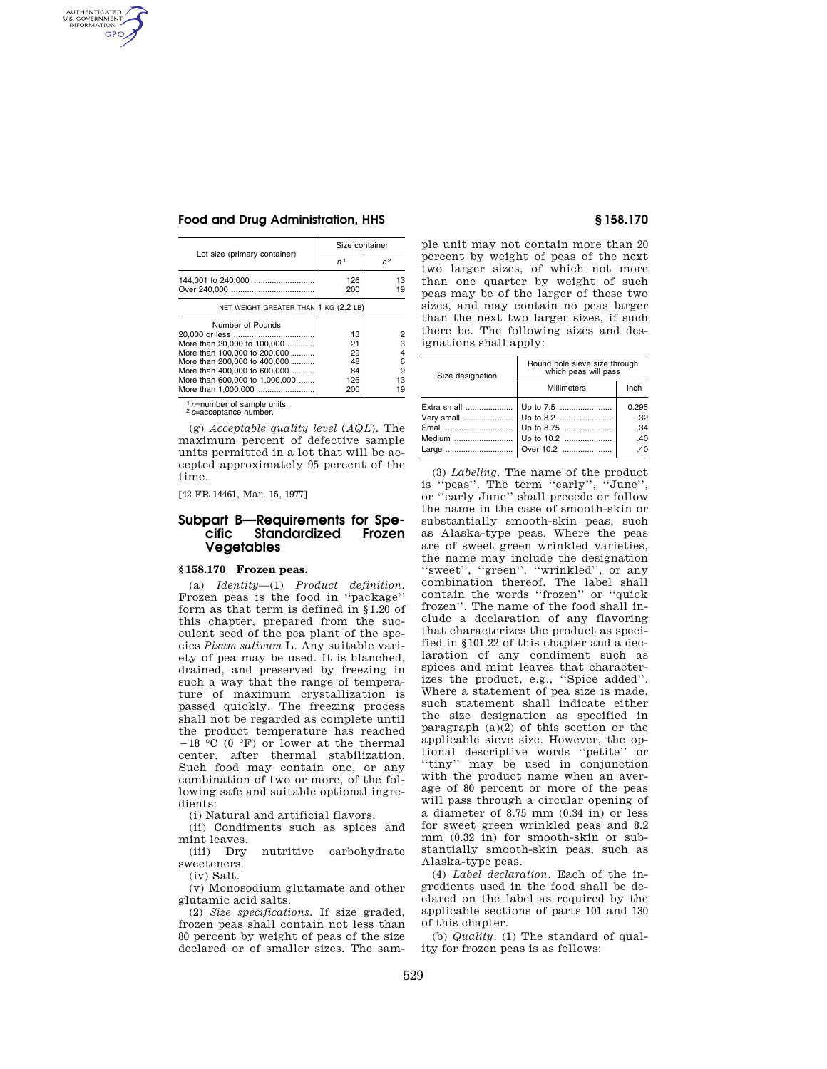| Lot size (primary container) | Size container | |
|---|---|---|
| | $n$[1] | $c$[2] |
| 144,001 to 240,000 | 126 | 13 |
| Over 240,000 | 200 | 19 |
| NET WEIGHT GREATER THAN 1 KG (2.2 LB) | | |
| Number of Pounds | | |
| 20,000 or less | 13 | 2 |
| More than 20,000 to 100,000 | 21 | 3 |
| More than 100,000 to 200,000 | 29 | 4 |
| More than 200,000 to 400,000 | 48 | 6 |
| More than 400,000 to 600,000 | 84 | 9 |
| More than 600,000 to 1,000,000 | 126 | 13 |
| More than 1,000,000 | 200 | 19 |

[1] $n$=number of sample units.
[2] $c$=acceptance number.

(g) *Acceptable quality level* (*AQL*). The maximum percent of defective sample units permitted in a lot that will be accepted approximately 95 percent of the time.

[42 FR 14461, Mar. 15, 1977]

## Subpart B—Requirements for Specific Standardized Frozen Vegetables

### § 158.170 Frozen peas.

(a) *Identity*—(1) *Product definition.* Frozen peas is the food in "package" form as that term is defined in §1.20 of this chapter, prepared from the succulent seed of the pea plant of the species *Pisum sativum* L. Any suitable variety of pea may be used. It is blanched, drained, and preserved by freezing in such a way that the range of temperature of maximum crystallization is passed quickly. The freezing process shall not be regarded as complete until the product temperature has reached −18 °C (0 °F) or lower at the thermal center, after thermal stabilization. Such food may contain one, or any combination of two or more, of the following safe and suitable optional ingredients:

(i) Natural and artificial flavors.

(ii) Condiments such as spices and mint leaves.

(iii) Dry nutritive carbohydrate sweeteners.

(iv) Salt.

(v) Monosodium glutamate and other glutamic acid salts.

(2) *Size specifications.* If size graded, frozen peas shall contain not less than 80 percent by weight of peas of the size declared or of smaller sizes. The sample unit may not contain more than 20 percent by weight of peas of the next two larger sizes, of which not more than one quarter by weight of such peas may be of the larger of these two sizes, and may contain no peas larger than the next two larger sizes, if such there be. The following sizes and designations shall apply:

| Size designation | Round hole sieve size through which peas will pass | |
|---|---|---|
| | Millimeters | Inch |
| Extra small | Up to 7.5 | 0.295 |
| Very small | Up to 8.2 | .32 |
| Small | Up to 8.75 | .34 |
| Medium | Up to 10.2 | .40 |
| Large | Over 10.2 | .40 |

(3) *Labeling.* The name of the product is "peas". The term "early", "June", or "early June" shall precede or follow the name in the case of smooth-skin or substantially smooth-skin peas, such as Alaska-type peas. Where the peas are of sweet green wrinkled varieties, the name may include the designation "sweet", "green", "wrinkled", or any combination thereof. The label shall contain the words "frozen" or "quick frozen". The name of the food shall include a declaration of any flavoring that characterizes the product as specified in §101.22 of this chapter and a declaration of any condiment such as spices and mint leaves that characterizes the product, e.g., "Spice added". Where a statement of pea size is made, such statement shall indicate either the size designation as specified in paragraph (a)(2) of this section or the applicable sieve size. However, the optional descriptive words "petite" or "tiny" may be used in conjunction with the product name when an average of 80 percent or more of the peas will pass through a circular opening of a diameter of 8.75 mm (0.34 in) or less for sweet green wrinkled peas and 8.2 mm (0.32 in) for smooth-skin or substantially smooth-skin peas, such as Alaska-type peas.

(4) *Label declaration.* Each of the ingredients used in the food shall be declared on the label as required by the applicable sections of parts 101 and 130 of this chapter.

(b) *Quality.* (1) The standard of quality for frozen peas is as follows: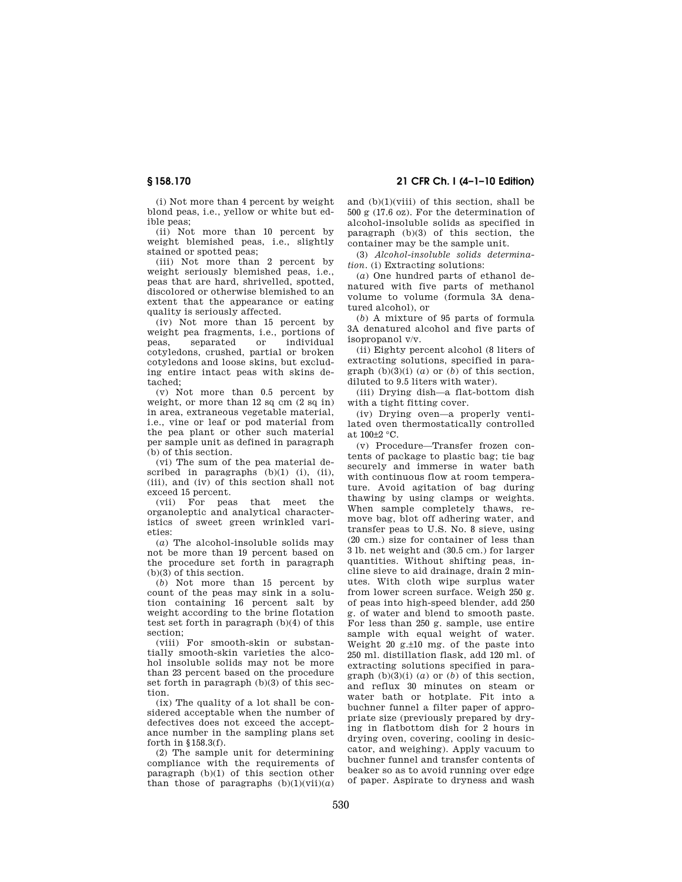(i) Not more than 4 percent by weight blond peas, i.e., yellow or white but edible peas;

(ii) Not more than 10 percent by weight blemished peas, i.e., slightly stained or spotted peas;

(iii) Not more than 2 percent by weight seriously blemished peas, i.e., peas that are hard, shrivelled, spotted, discolored or otherwise blemished to an extent that the appearance or eating quality is seriously affected.

(iv) Not more than 15 percent by weight pea fragments, i.e., portions of peas, separated or individual cotyledons, crushed, partial or broken cotyledons and loose skins, but excluding entire intact peas with skins detached;

(v) Not more than 0.5 percent by weight, or more than 12 sq cm (2 sq in) in area, extraneous vegetable material, i.e., vine or leaf or pod material from the pea plant or other such material per sample unit as defined in paragraph (b) of this section.

(vi) The sum of the pea material described in paragraphs (b)(1) (i), (ii), (iii), and (iv) of this section shall not exceed 15 percent.

(vii) For peas that meet the organoleptic and analytical characteristics of sweet green wrinkled varieties:

(*a*) The alcohol-insoluble solids may not be more than 19 percent based on the procedure set forth in paragraph (b)(3) of this section.

(*b*) Not more than 15 percent by count of the peas may sink in a solution containing 16 percent salt by weight according to the brine flotation test set forth in paragraph (b)(4) of this section;

(viii) For smooth-skin or substantially smooth-skin varieties the alcohol insoluble solids may not be more than 23 percent based on the procedure set forth in paragraph (b)(3) of this section.

(ix) The quality of a lot shall be considered acceptable when the number of defectives does not exceed the acceptance number in the sampling plans set forth in §158.3(f).

(2) The sample unit for determining compliance with the requirements of paragraph (b)(1) of this section other than those of paragraphs (b)(1)(vii)(*a*) and (b)(1)(viii) of this section, shall be 500 g (17.6 oz). For the determination of alcohol-insoluble solids as specified in paragraph (b)(3) of this section, the container may be the sample unit.

(3) *Alcohol-insoluble solids determination.* (i) Extracting solutions:

(*a*) One hundred parts of ethanol denatured with five parts of methanol volume to volume (formula 3A denatured alcohol), or

(*b*) A mixture of 95 parts of formula 3A denatured alcohol and five parts of isopropanol v/v.

(ii) Eighty percent alcohol (8 liters of extracting solutions, specified in paragraph (b)(3)(i) (*a*) or (*b*) of this section, diluted to 9.5 liters with water).

(iii) Drying dish—a flat-bottom dish with a tight fitting cover.

(iv) Drying oven—a properly ventilated oven thermostatically controlled at 100±2 °C.

(v) Procedure—Transfer frozen contents of package to plastic bag; tie bag securely and immerse in water bath with continuous flow at room temperature. Avoid agitation of bag during thawing by using clamps or weights. When sample completely thaws, remove bag, blot off adhering water, and transfer peas to U.S. No. 8 sieve, using (20 cm.) size for container of less than 3 lb. net weight and (30.5 cm.) for larger quantities. Without shifting peas, incline sieve to aid drainage, drain 2 minutes. With cloth wipe surplus water from lower screen surface. Weigh 250 g. of peas into high-speed blender, add 250 g. of water and blend to smooth paste. For less than 250 g. sample, use entire sample with equal weight of water. Weight 20 g.±10 mg. of the paste into 250 ml. distillation flask, add 120 ml. of extracting solutions specified in paragraph (b)(3)(i) (*a*) or (*b*) of this section, and reflux 30 minutes on steam or water bath or hotplate. Fit into a buchner funnel a filter paper of appropriate size (previously prepared by drying in flatbottom dish for 2 hours in drying oven, covering, cooling in desiccator, and weighing). Apply vacuum to buchner funnel and transfer contents of beaker so as to avoid running over edge of paper. Aspirate to dryness and wash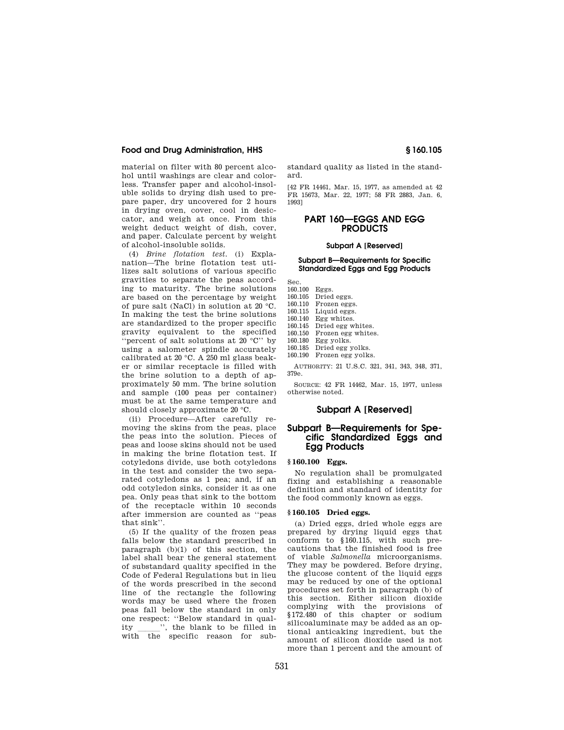material on filter with 80 percent alcohol until washings are clear and colorless. Transfer paper and alcohol-insoluble solids to drying dish used to prepare paper, dry uncovered for 2 hours in drying oven, cover, cool in desiccator, and weigh at once. From this weight deduct weight of dish, cover, and paper. Calculate percent by weight of alcohol-insoluble solids.

(4) *Brine flotation test.* (i) Explanation—The brine flotation test utilizes salt solutions of various specific gravities to separate the peas according to maturity. The brine solutions are based on the percentage by weight of pure salt (NaCl) in solution at 20 °C. In making the test the brine solutions are standardized to the proper specific gravity equivalent to the specified ''percent of salt solutions at 20 °C'' by using a salometer spindle accurately calibrated at 20 °C. A 250 ml glass beaker or similar receptacle is filled with the brine solution to a depth of approximately 50 mm. The brine solution and sample (100 peas per container) must be at the same temperature and should closely approximate 20 °C.

(ii) Procedure—After carefully removing the skins from the peas, place the peas into the solution. Pieces of peas and loose skins should not be used in making the brine flotation test. If cotyledons divide, use both cotyledons in the test and consider the two separated cotyledons as 1 pea; and, if an odd cotyledon sinks, consider it as one pea. Only peas that sink to the bottom of the receptacle within 10 seconds after immersion are counted as ''peas that sink''.

(5) If the quality of the frozen peas falls below the standard prescribed in paragraph (b)(1) of this section, the label shall bear the general statement of substandard quality specified in the Code of Federal Regulations but in lieu of the words prescribed in the second line of the rectangle the following words may be used where the frozen peas fall below the standard in only one respect: ''Below standard in quality \_\_\_\_\_'', the blank to be filled in with the specific reason for substandard quality as listed in the standard.

[42 FR 14461, Mar. 15, 1977, as amended at 42 FR 15673, Mar. 22, 1977; 58 FR 2883, Jan. 6, 1993]

# PART 160—EGGS AND EGG PRODUCTS

**Subpart A [Reserved]**

**Subpart B—Requirements for Specific Standardized Eggs and Egg Products**

Sec.
160.100 Eggs.
160.105 Dried eggs.
160.110 Frozen eggs.
160.115 Liquid eggs.
160.140 Egg whites.
160.145 Dried egg whites.
160.150 Frozen egg whites.
160.180 Egg yolks.
160.185 Dried egg yolks.
160.190 Frozen egg yolks.

AUTHORITY: 21 U.S.C. 321, 341, 343, 348, 371, 379e.

SOURCE: 42 FR 14462, Mar. 15, 1977, unless otherwise noted.

## Subpart A [Reserved]

## Subpart B—Requirements for Specific Standardized Eggs and Egg Products

### § 160.100 Eggs.

No regulation shall be promulgated fixing and establishing a reasonable definition and standard of identity for the food commonly known as eggs.

### § 160.105 Dried eggs.

(a) Dried eggs, dried whole eggs are prepared by drying liquid eggs that conform to § 160.115, with such precautions that the finished food is free of viable *Salmonella* microorganisms. They may be powdered. Before drying, the glucose content of the liquid eggs may be reduced by one of the optional procedures set forth in paragraph (b) of this section. Either silicon dioxide complying with the provisions of § 172.480 of this chapter or sodium silicoaluminate may be added as an optional anticaking ingredient, but the amount of silicon dioxide used is not more than 1 percent and the amount of